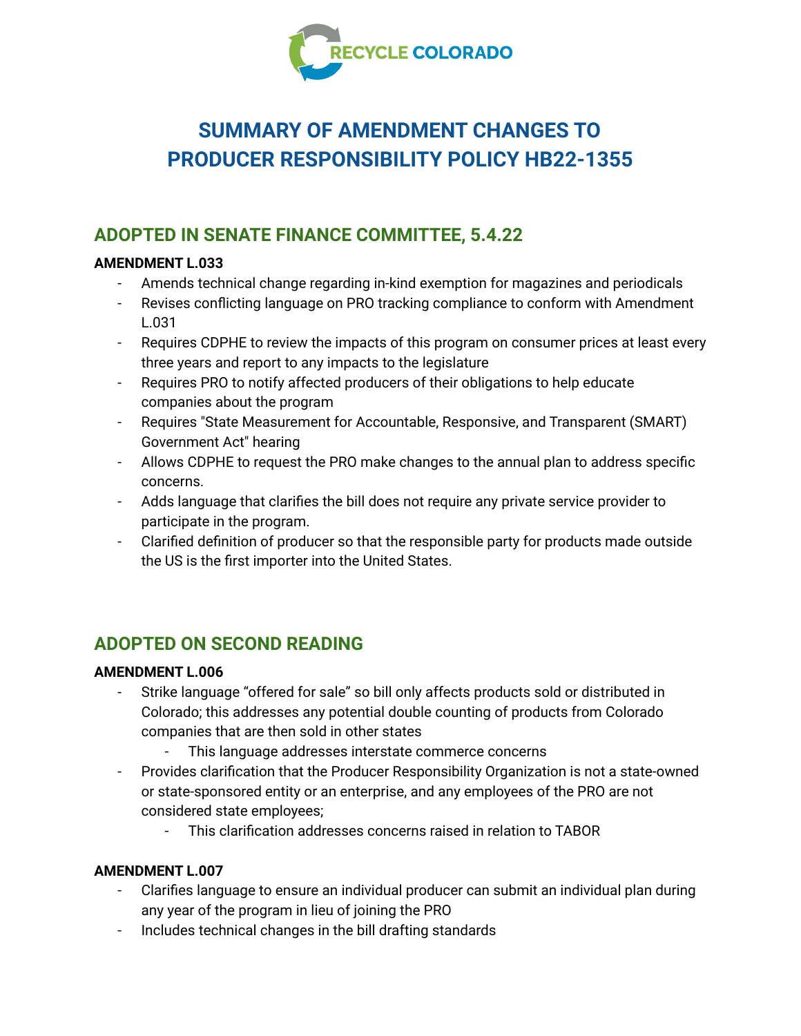RECYCLE COLORADO

# SUMMARY OF AMENDMENT CHANGES TO PRODUCER RESPONSIBILITY POLICY HB22-1355

## ADOPTED IN SENATE FINANCE COMMITTEE, 5.4.22

**AMENDMENT L.033**

- Amends technical change regarding in-kind exemption for magazines and periodicals
- Revises conflicting language on PRO tracking compliance to conform with Amendment L.031
- Requires CDPHE to review the impacts of this program on consumer prices at least every three years and report to any impacts to the legislature
- Requires PRO to notify affected producers of their obligations to help educate companies about the program
- Requires "State Measurement for Accountable, Responsive, and Transparent (SMART) Government Act" hearing
- Allows CDPHE to request the PRO make changes to the annual plan to address specific concerns.
- Adds language that clarifies the bill does not require any private service provider to participate in the program.
- Clarified definition of producer so that the responsible party for products made outside the US is the first importer into the United States.

## ADOPTED ON SECOND READING

**AMENDMENT L.006**

- Strike language "offered for sale" so bill only affects products sold or distributed in Colorado; this addresses any potential double counting of products from Colorado companies that are then sold in other states
  - This language addresses interstate commerce concerns
- Provides clarification that the Producer Responsibility Organization is not a state-owned or state-sponsored entity or an enterprise, and any employees of the PRO are not considered state employees;
  - This clarification addresses concerns raised in relation to TABOR

**AMENDMENT L.007**

- Clarifies language to ensure an individual producer can submit an individual plan during any year of the program in lieu of joining the PRO
- Includes technical changes in the bill drafting standards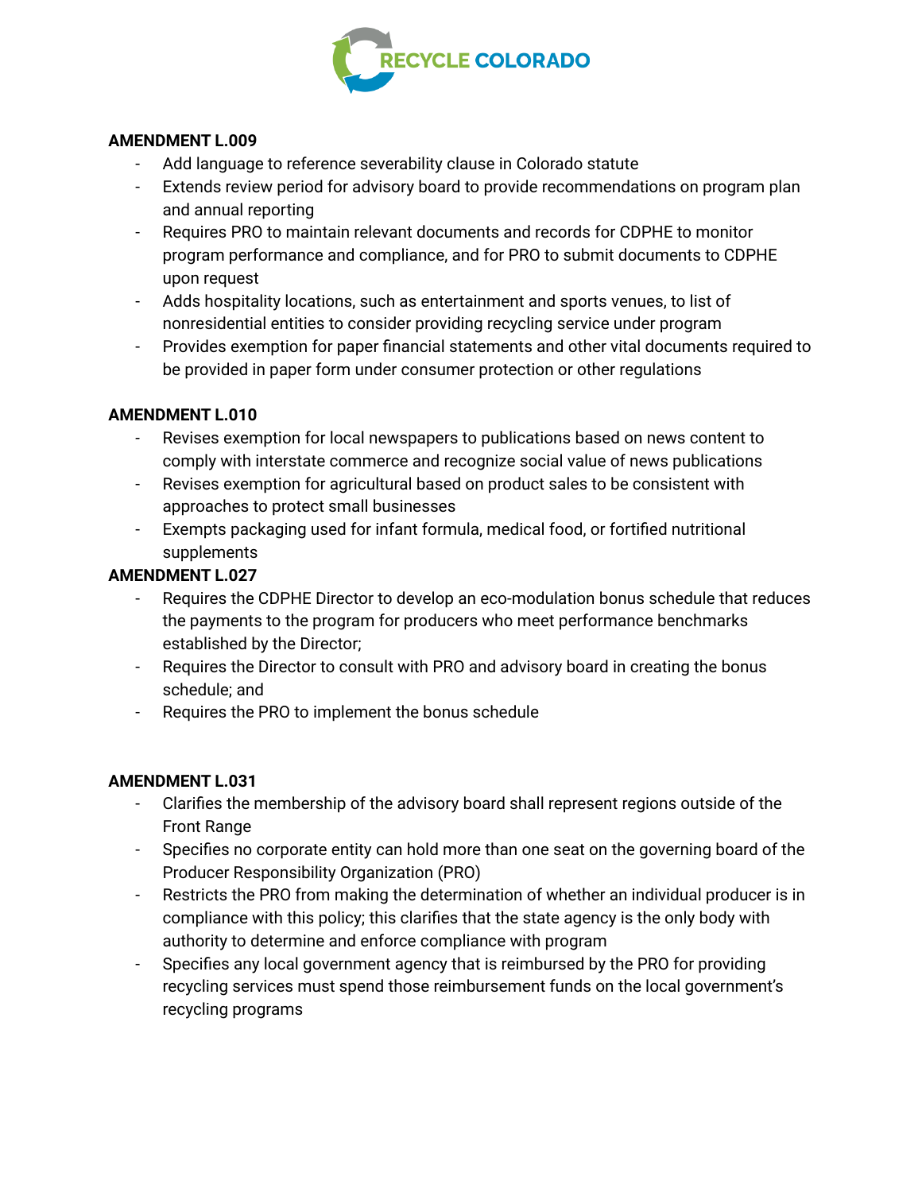**AMENDMENT L.009**

- Add language to reference severability clause in Colorado statute
- Extends review period for advisory board to provide recommendations on program plan and annual reporting
- Requires PRO to maintain relevant documents and records for CDPHE to monitor program performance and compliance, and for PRO to submit documents to CDPHE upon request
- Adds hospitality locations, such as entertainment and sports venues, to list of nonresidential entities to consider providing recycling service under program
- Provides exemption for paper financial statements and other vital documents required to be provided in paper form under consumer protection or other regulations

**AMENDMENT L.010**

- Revises exemption for local newspapers to publications based on news content to comply with interstate commerce and recognize social value of news publications
- Revises exemption for agricultural based on product sales to be consistent with approaches to protect small businesses
- Exempts packaging used for infant formula, medical food, or fortified nutritional supplements

**AMENDMENT L.027**

- Requires the CDPHE Director to develop an eco-modulation bonus schedule that reduces the payments to the program for producers who meet performance benchmarks established by the Director;
- Requires the Director to consult with PRO and advisory board in creating the bonus schedule; and
- Requires the PRO to implement the bonus schedule

**AMENDMENT L.031**

- Clarifies the membership of the advisory board shall represent regions outside of the Front Range
- Specifies no corporate entity can hold more than one seat on the governing board of the Producer Responsibility Organization (PRO)
- Restricts the PRO from making the determination of whether an individual producer is in compliance with this policy; this clarifies that the state agency is the only body with authority to determine and enforce compliance with program
- Specifies any local government agency that is reimbursed by the PRO for providing recycling services must spend those reimbursement funds on the local government's recycling programs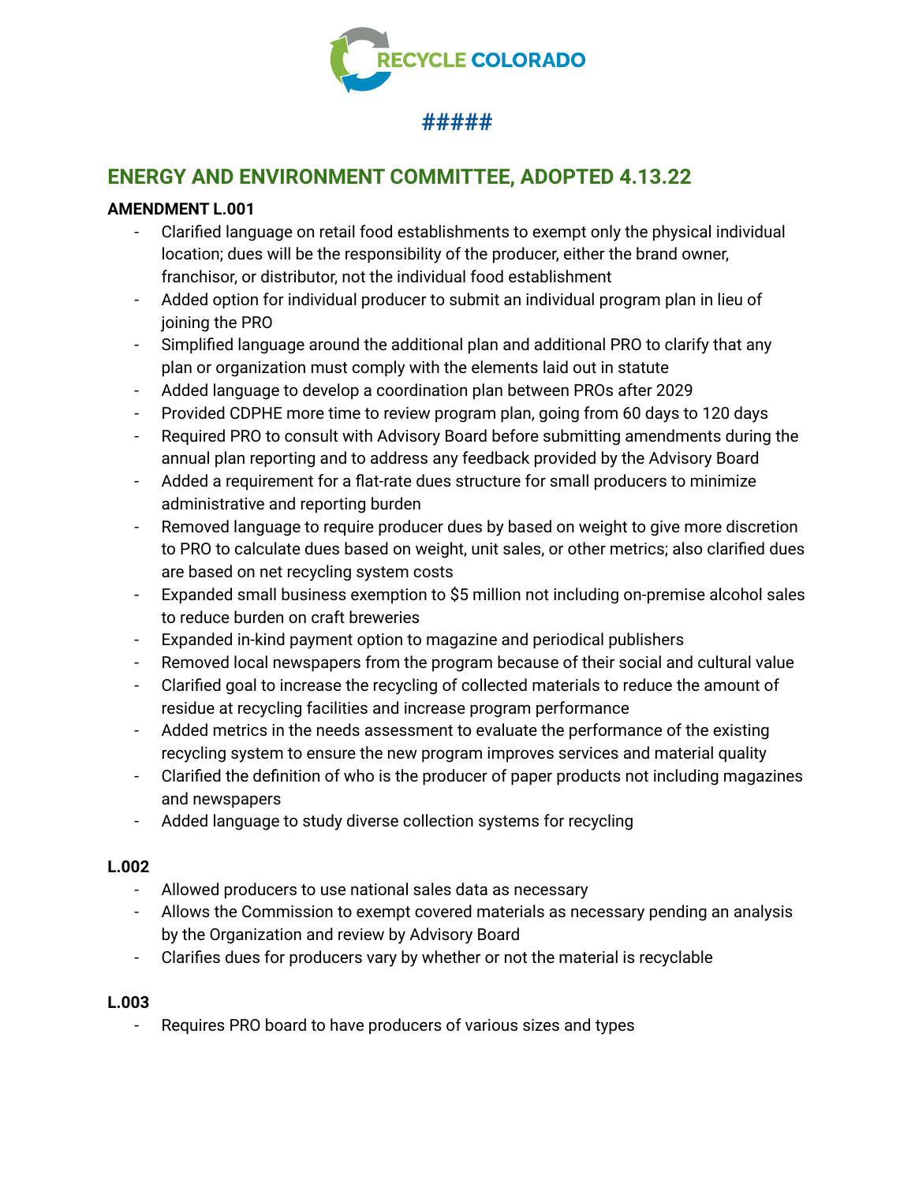RECYCLE COLORADO

#####

## ENERGY AND ENVIRONMENT COMMITTEE, ADOPTED 4.13.22

**AMENDMENT L.001**

- Clarified language on retail food establishments to exempt only the physical individual location; dues will be the responsibility of the producer, either the brand owner, franchisor, or distributor, not the individual food establishment
- Added option for individual producer to submit an individual program plan in lieu of joining the PRO
- Simplified language around the additional plan and additional PRO to clarify that any plan or organization must comply with the elements laid out in statute
- Added language to develop a coordination plan between PROs after 2029
- Provided CDPHE more time to review program plan, going from 60 days to 120 days
- Required PRO to consult with Advisory Board before submitting amendments during the annual plan reporting and to address any feedback provided by the Advisory Board
- Added a requirement for a flat-rate dues structure for small producers to minimize administrative and reporting burden
- Removed language to require producer dues by based on weight to give more discretion to PRO to calculate dues based on weight, unit sales, or other metrics; also clarified dues are based on net recycling system costs
- Expanded small business exemption to $5 million not including on-premise alcohol sales to reduce burden on craft breweries
- Expanded in-kind payment option to magazine and periodical publishers
- Removed local newspapers from the program because of their social and cultural value
- Clarified goal to increase the recycling of collected materials to reduce the amount of residue at recycling facilities and increase program performance
- Added metrics in the needs assessment to evaluate the performance of the existing recycling system to ensure the new program improves services and material quality
- Clarified the definition of who is the producer of paper products not including magazines and newspapers
- Added language to study diverse collection systems for recycling

**L.002**

- Allowed producers to use national sales data as necessary
- Allows the Commission to exempt covered materials as necessary pending an analysis by the Organization and review by Advisory Board
- Clarifies dues for producers vary by whether or not the material is recyclable

**L.003**

- Requires PRO board to have producers of various sizes and types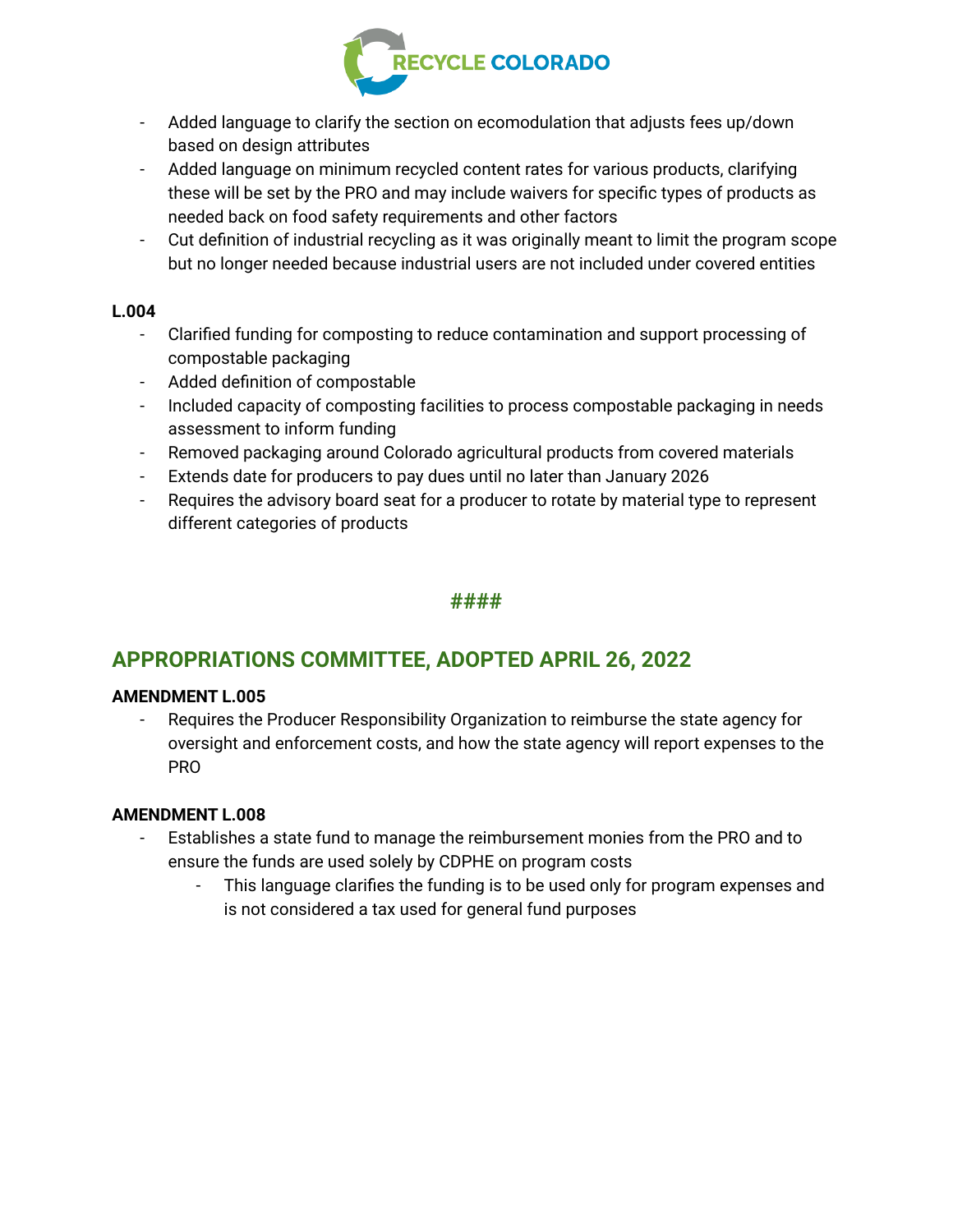- Added language to clarify the section on ecomodulation that adjusts fees up/down based on design attributes
- Added language on minimum recycled content rates for various products, clarifying these will be set by the PRO and may include waivers for specific types of products as needed back on food safety requirements and other factors
- Cut definition of industrial recycling as it was originally meant to limit the program scope but no longer needed because industrial users are not included under covered entities

**L.004**

- Clarified funding for composting to reduce contamination and support processing of compostable packaging
- Added definition of compostable
- Included capacity of composting facilities to process compostable packaging in needs assessment to inform funding
- Removed packaging around Colorado agricultural products from covered materials
- Extends date for producers to pay dues until no later than January 2026
- Requires the advisory board seat for a producer to rotate by material type to represent different categories of products

####

## APPROPRIATIONS COMMITTEE, ADOPTED APRIL 26, 2022

**AMENDMENT L.005**

- Requires the Producer Responsibility Organization to reimburse the state agency for oversight and enforcement costs, and how the state agency will report expenses to the PRO

**AMENDMENT L.008**

- Establishes a state fund to manage the reimbursement monies from the PRO and to ensure the funds are used solely by CDPHE on program costs
    - This language clarifies the funding is to be used only for program expenses and is not considered a tax used for general fund purposes